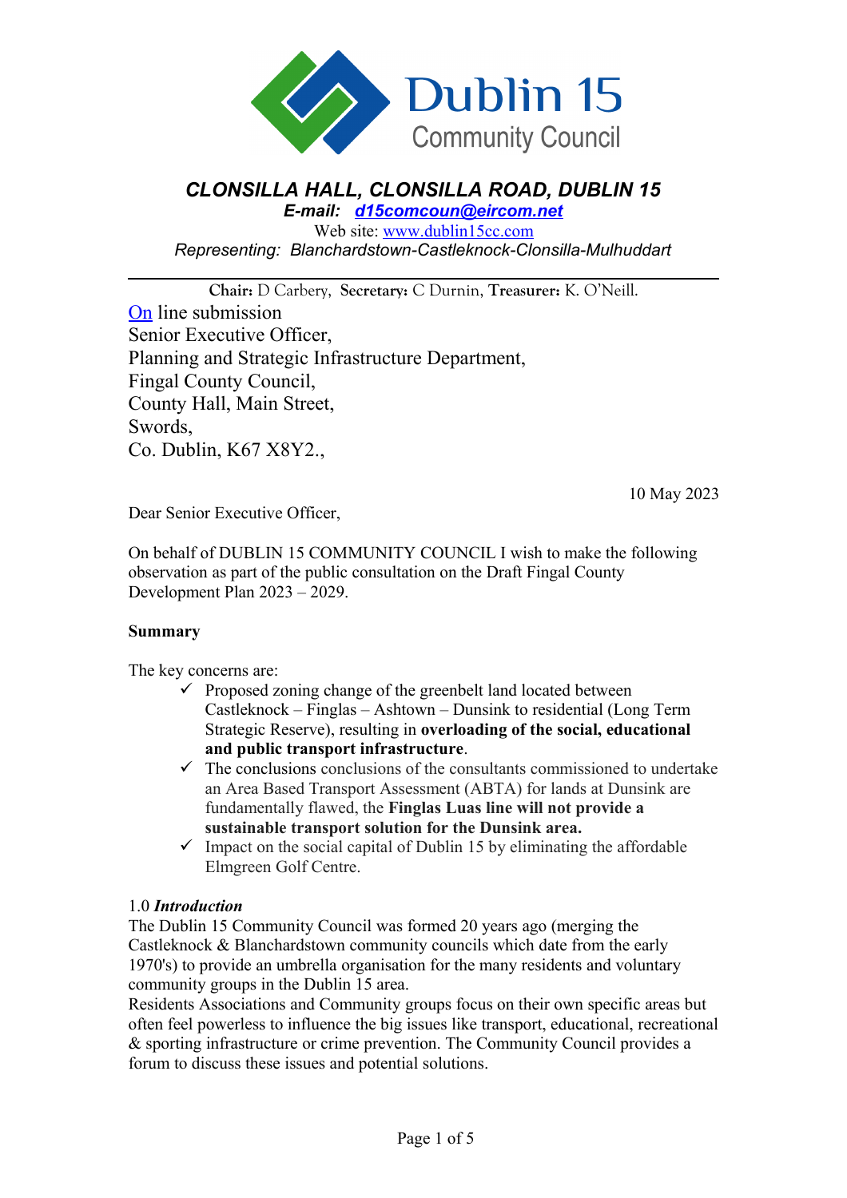Dublin 15 Community Council

***CLONSILLA HALL, CLONSILLA ROAD, DUBLIN 15***

***E-mail: [d15comcoun@eircom.net](mailto:d15comcoun@eircom.net)***

Web site: [www.dublin15cc.com](http://www.dublin15cc.com)

*Representing: Blanchardstown-Castleknock-Clonsilla-Mulhuddart*

---

**Chair:** D Carbery, **Secretary:** C Durnin, **Treasurer:** K. O'Neill.

On line submission
Senior Executive Officer,
Planning and Strategic Infrastructure Department,
Fingal County Council,
County Hall, Main Street,
Swords,
Co. Dublin, K67 X8Y2.,

10 May 2023

Dear Senior Executive Officer,

On behalf of DUBLIN 15 COMMUNITY COUNCIL I wish to make the following observation as part of the public consultation on the Draft Fingal County Development Plan 2023 – 2029.

**Summary**

The key concerns are:

- ✓ Proposed zoning change of the greenbelt land located between Castleknock – Finglas – Ashtown – Dunsink to residential (Long Term Strategic Reserve), resulting in **overloading of the social, educational and public transport infrastructure**.
- ✓ The conclusions conclusions of the consultants commissioned to undertake an Area Based Transport Assessment (ABTA) for lands at Dunsink are fundamentally flawed, the **Finglas Luas line will not provide a sustainable transport solution for the Dunsink area.**
- ✓ Impact on the social capital of Dublin 15 by eliminating the affordable Elmgreen Golf Centre.

## 1.0 *Introduction*

The Dublin 15 Community Council was formed 20 years ago (merging the Castleknock & Blanchardstown community councils which date from the early 1970's) to provide an umbrella organisation for the many residents and voluntary community groups in the Dublin 15 area.

Residents Associations and Community groups focus on their own specific areas but often feel powerless to influence the big issues like transport, educational, recreational & sporting infrastructure or crime prevention. The Community Council provides a forum to discuss these issues and potential solutions.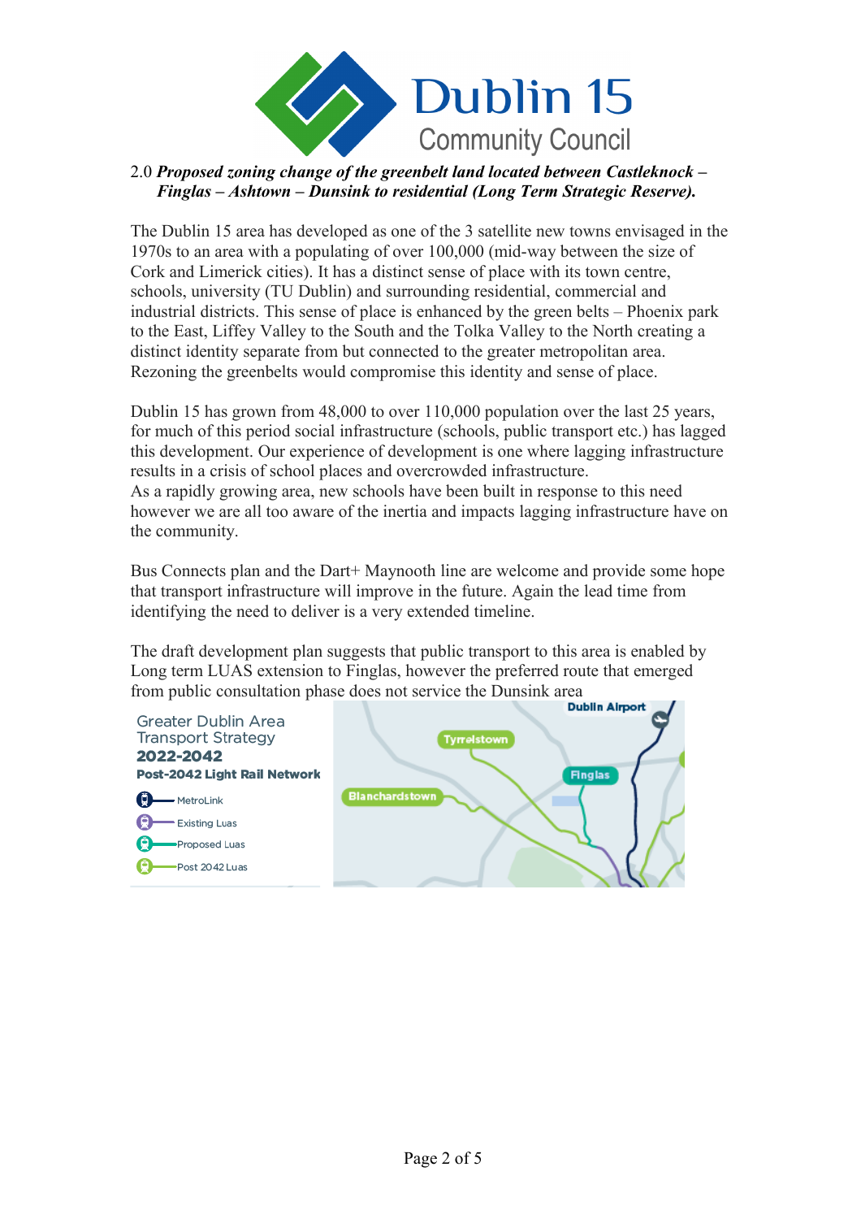Dublin 15
Community Council

2.0 ***Proposed zoning change of the greenbelt land located between Castleknock – Finglas – Ashtown – Dunsink to residential (Long Term Strategic Reserve).***

The Dublin 15 area has developed as one of the 3 satellite new towns envisaged in the 1970s to an area with a populating of over 100,000 (mid-way between the size of Cork and Limerick cities). It has a distinct sense of place with its town centre, schools, university (TU Dublin) and surrounding residential, commercial and industrial districts. This sense of place is enhanced by the green belts – Phoenix park to the East, Liffey Valley to the South and the Tolka Valley to the North creating a distinct identity separate from but connected to the greater metropolitan area. Rezoning the greenbelts would compromise this identity and sense of place.

Dublin 15 has grown from 48,000 to over 110,000 population over the last 25 years, for much of this period social infrastructure (schools, public transport etc.) has lagged this development. Our experience of development is one where lagging infrastructure results in a crisis of school places and overcrowded infrastructure.
As a rapidly growing area, new schools have been built in response to this need however we are all too aware of the inertia and impacts lagging infrastructure have on the community.

Bus Connects plan and the Dart+ Maynooth line are welcome and provide some hope that transport infrastructure will improve in the future. Again the lead time from identifying the need to deliver is a very extended timeline.

The draft development plan suggests that public transport to this area is enabled by Long term LUAS extension to Finglas, however the preferred route that emerged from public consultation phase does not service the Dunsink area

Greater Dublin Area Transport Strategy **2022-2042**
**Post-2042 Light Rail Network**

- MetroLink
- Existing Luas
- Proposed Luas
- Post 2042 Luas

Dublin Airport
Tyrrelstown
Finglas
Blanchardstown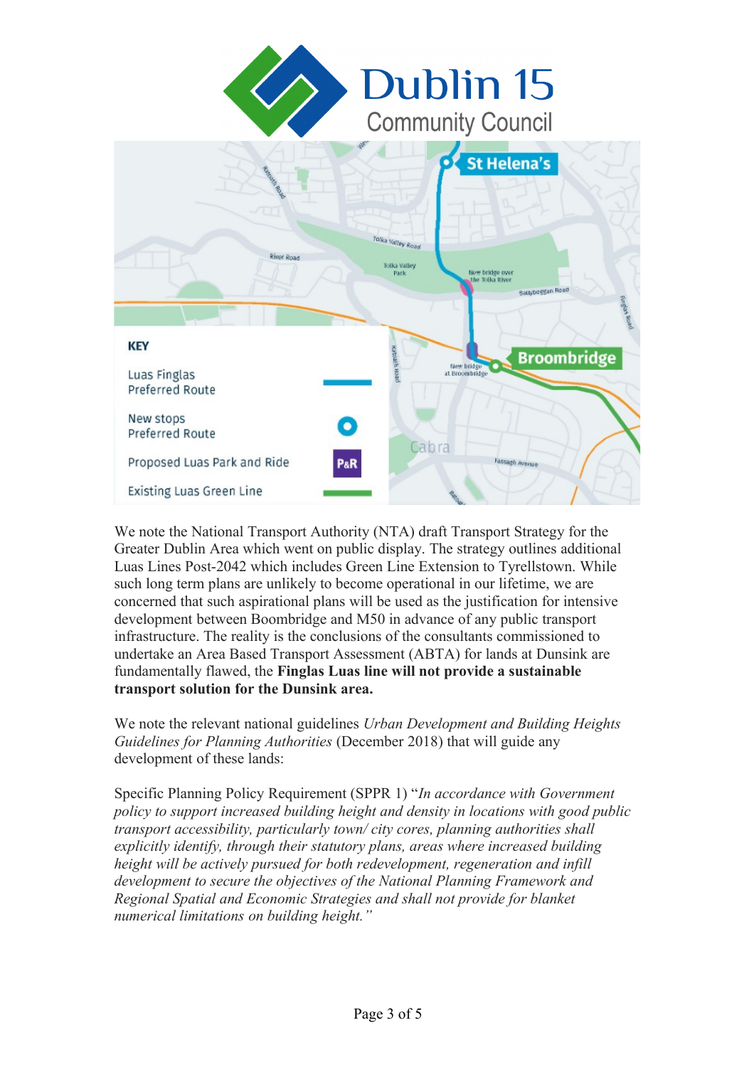We note the National Transport Authority (NTA) draft Transport Strategy for the Greater Dublin Area which went on public display. The strategy outlines additional Luas Lines Post-2042 which includes Green Line Extension to Tyrellstown. While such long term plans are unlikely to become operational in our lifetime, we are concerned that such aspirational plans will be used as the justification for intensive development between Boombridge and M50 in advance of any public transport infrastructure. The reality is the conclusions of the consultants commissioned to undertake an Area Based Transport Assessment (ABTA) for lands at Dunsink are fundamentally flawed, the **Finglas Luas line will not provide a sustainable transport solution for the Dunsink area.**

We note the relevant national guidelines *Urban Development and Building Heights Guidelines for Planning Authorities* (December 2018) that will guide any development of these lands:

Specific Planning Policy Requirement (SPPR 1) "*In accordance with Government policy to support increased building height and density in locations with good public transport accessibility, particularly town/ city cores, planning authorities shall explicitly identify, through their statutory plans, areas where increased building height will be actively pursued for both redevelopment, regeneration and infill development to secure the objectives of the National Planning Framework and Regional Spatial and Economic Strategies and shall not provide for blanket numerical limitations on building height.*"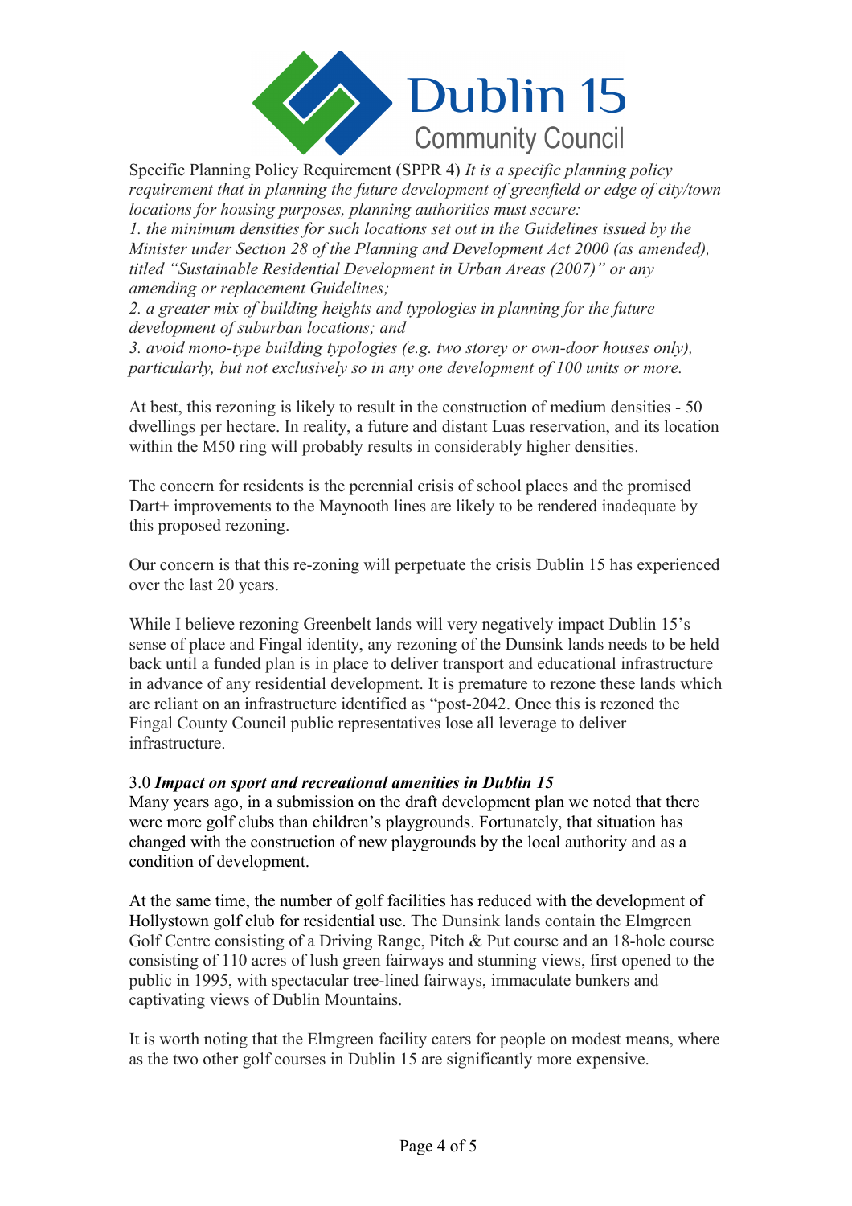Specific Planning Policy Requirement (SPPR 4) *It is a specific planning policy requirement that in planning the future development of greenfield or edge of city/town locations for housing purposes, planning authorities must secure:*

*1. the minimum densities for such locations set out in the Guidelines issued by the Minister under Section 28 of the Planning and Development Act 2000 (as amended), titled "Sustainable Residential Development in Urban Areas (2007)" or any amending or replacement Guidelines;*

*2. a greater mix of building heights and typologies in planning for the future development of suburban locations; and*

*3. avoid mono-type building typologies (e.g. two storey or own-door houses only), particularly, but not exclusively so in any one development of 100 units or more.*

At best, this rezoning is likely to result in the construction of medium densities - 50 dwellings per hectare. In reality, a future and distant Luas reservation, and its location within the M50 ring will probably results in considerably higher densities.

The concern for residents is the perennial crisis of school places and the promised Dart+ improvements to the Maynooth lines are likely to be rendered inadequate by this proposed rezoning.

Our concern is that this re-zoning will perpetuate the crisis Dublin 15 has experienced over the last 20 years.

While I believe rezoning Greenbelt lands will very negatively impact Dublin 15's sense of place and Fingal identity, any rezoning of the Dunsink lands needs to be held back until a funded plan is in place to deliver transport and educational infrastructure in advance of any residential development. It is premature to rezone these lands which are reliant on an infrastructure identified as "post-2042. Once this is rezoned the Fingal County Council public representatives lose all leverage to deliver infrastructure.

### 3.0 ***Impact on sport and recreational amenities in Dublin 15***

Many years ago, in a submission on the draft development plan we noted that there were more golf clubs than children's playgrounds. Fortunately, that situation has changed with the construction of new playgrounds by the local authority and as a condition of development.

At the same time, the number of golf facilities has reduced with the development of Hollystown golf club for residential use. The Dunsink lands contain the Elmgreen Golf Centre consisting of a Driving Range, Pitch & Put course and an 18-hole course consisting of 110 acres of lush green fairways and stunning views, first opened to the public in 1995, with spectacular tree-lined fairways, immaculate bunkers and captivating views of Dublin Mountains.

It is worth noting that the Elmgreen facility caters for people on modest means, where as the two other golf courses in Dublin 15 are significantly more expensive.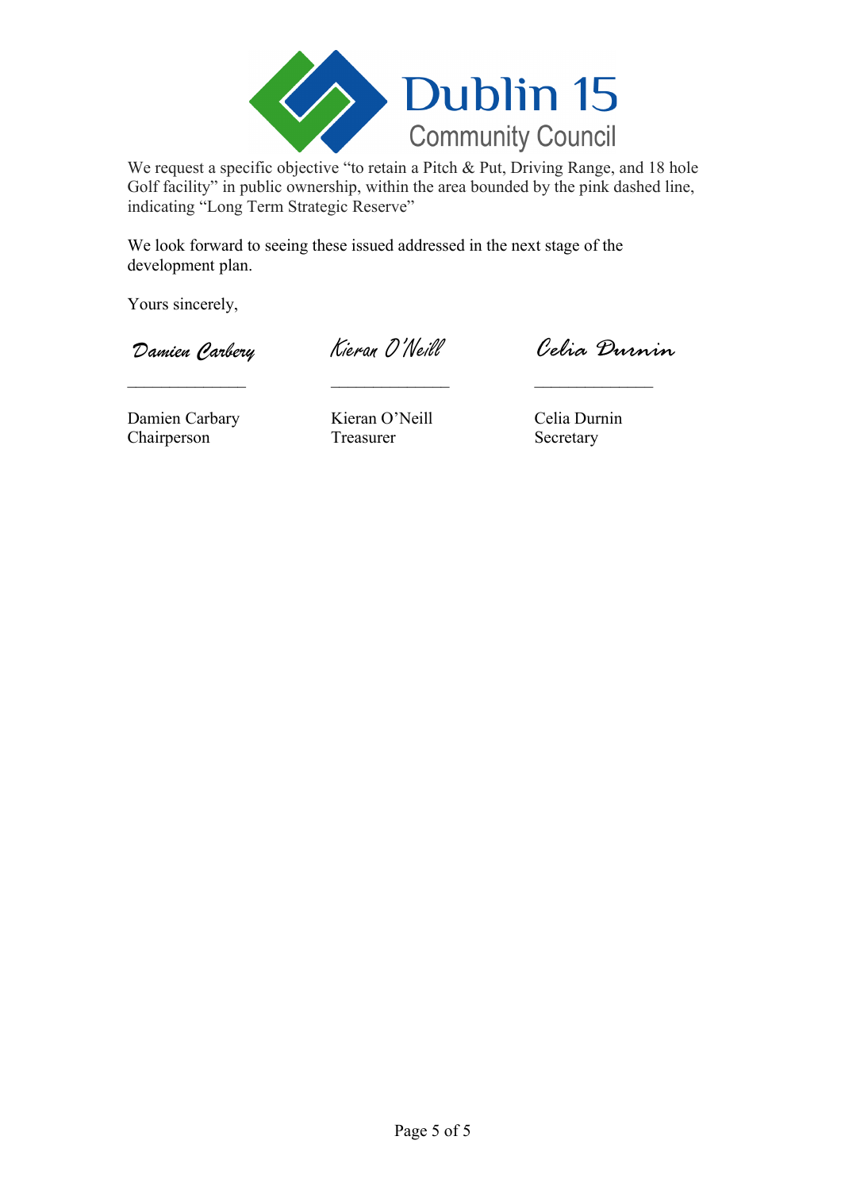Dublin 15
Community Council

We request a specific objective "to retain a Pitch & Put, Driving Range, and 18 hole Golf facility" in public ownership, within the area bounded by the pink dashed line, indicating "Long Term Strategic Reserve"

We look forward to seeing these issued addressed in the next stage of the development plan.

Yours sincerely,

| | | |
|---|---|---|
| *Damien Carbery* | *Kieran O'Neill* | *Celia Durnin* |
| \_\_\_\_\_\_\_\_\_\_\_\_\_\_ | \_\_\_\_\_\_\_\_\_\_\_\_\_\_ | \_\_\_\_\_\_\_\_\_\_\_\_\_\_ |
| Damien Carbary<br>Chairperson | Kieran O'Neill<br>Treasurer | Celia Durnin<br>Secretary |